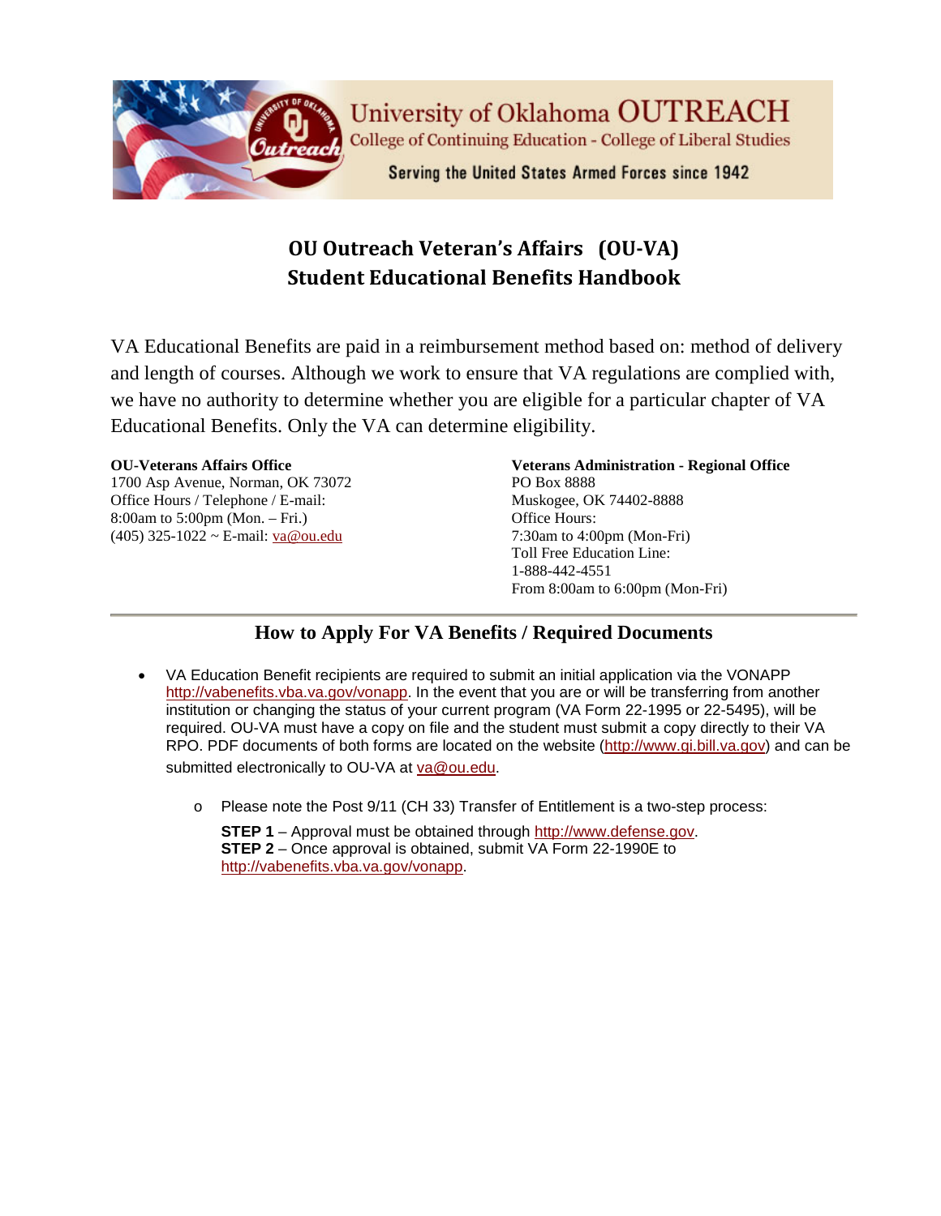University of Oklahoma OUTREACH
College of Continuing Education - College of Liberal Studies
Serving the United States Armed Forces since 1942

# OU Outreach Veteran's Affairs (OU-VA)
# Student Educational Benefits Handbook

VA Educational Benefits are paid in a reimbursement method based on: method of delivery and length of courses. Although we work to ensure that VA regulations are complied with, we have no authority to determine whether you are eligible for a particular chapter of VA Educational Benefits. Only the VA can determine eligibility.

**OU-Veterans Affairs Office**
1700 Asp Avenue, Norman, OK 73072
Office Hours / Telephone / E-mail:
8:00am to 5:00pm (Mon. – Fri.)
(405) 325-1022 ~ E-mail: va@ou.edu

**Veterans Administration - Regional Office**
PO Box 8888
Muskogee, OK 74402-8888
Office Hours:
7:30am to 4:00pm (Mon-Fri)
Toll Free Education Line:
1-888-442-4551
From 8:00am to 6:00pm (Mon-Fri)

## How to Apply For VA Benefits / Required Documents

- VA Education Benefit recipients are required to submit an initial application via the VONAPP http://vabenefits.vba.va.gov/vonapp. In the event that you are or will be transferring from another institution or changing the status of your current program (VA Form 22-1995 or 22-5495), will be required. OU-VA must have a copy on file and the student must submit a copy directly to their VA RPO. PDF documents of both forms are located on the website (http://www.gi.bill.va.gov) and can be submitted electronically to OU-VA at va@ou.edu.
  - Please note the Post 9/11 (CH 33) Transfer of Entitlement is a two-step process:

    **STEP 1** – Approval must be obtained through http://www.defense.gov.
    **STEP 2** – Once approval is obtained, submit VA Form 22-1990E to http://vabenefits.vba.va.gov/vonapp.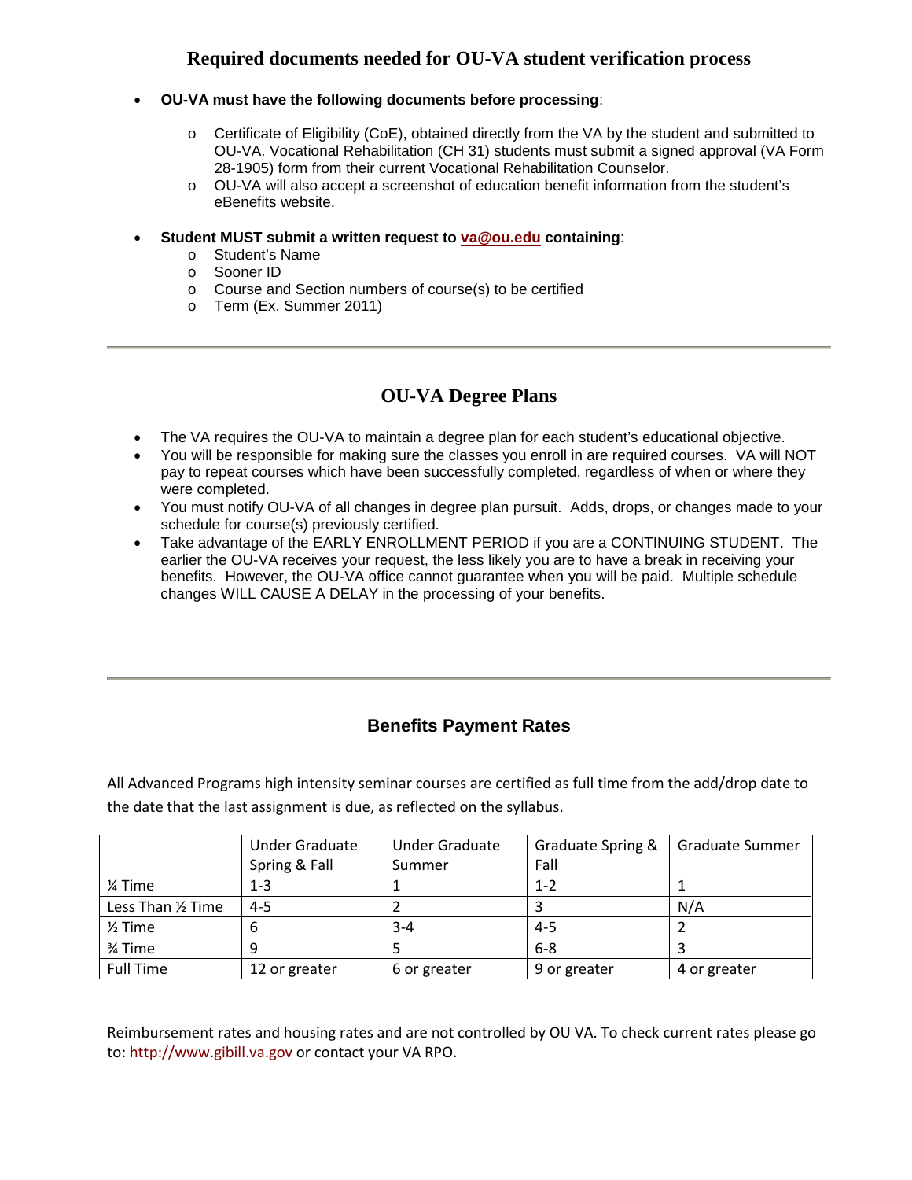## Required documents needed for OU-VA student verification process

- **OU-VA must have the following documents before processing**:
  - Certificate of Eligibility (CoE), obtained directly from the VA by the student and submitted to OU-VA. Vocational Rehabilitation (CH 31) students must submit a signed approval (VA Form 28-1905) form from their current Vocational Rehabilitation Counselor.
  - OU-VA will also accept a screenshot of education benefit information from the student's eBenefits website.
- **Student MUST submit a written request to va@ou.edu containing**:
  - Student's Name
  - Sooner ID
  - Course and Section numbers of course(s) to be certified
  - Term (Ex. Summer 2011)

---

## OU-VA Degree Plans

- The VA requires the OU-VA to maintain a degree plan for each student's educational objective.
- You will be responsible for making sure the classes you enroll in are required courses. VA will NOT pay to repeat courses which have been successfully completed, regardless of when or where they were completed.
- You must notify OU-VA of all changes in degree plan pursuit. Adds, drops, or changes made to your schedule for course(s) previously certified.
- Take advantage of the EARLY ENROLLMENT PERIOD if you are a CONTINUING STUDENT. The earlier the OU-VA receives your request, the less likely you are to have a break in receiving your benefits. However, the OU-VA office cannot guarantee when you will be paid. Multiple schedule changes WILL CAUSE A DELAY in the processing of your benefits.

---

## Benefits Payment Rates

All Advanced Programs high intensity seminar courses are certified as full time from the add/drop date to the date that the last assignment is due, as reflected on the syllabus.

| | Under Graduate Spring & Fall | Under Graduate Summer | Graduate Spring & Fall | Graduate Summer |
|---|---|---|---|---|
| ¼ Time | 1-3 | 1 | 1-2 | 1 |
| Less Than ½ Time | 4-5 | 2 | 3 | N/A |
| ½ Time | 6 | 3-4 | 4-5 | 2 |
| ¾ Time | 9 | 5 | 6-8 | 3 |
| Full Time | 12 or greater | 6 or greater | 9 or greater | 4 or greater |

Reimbursement rates and housing rates and are not controlled by OU VA. To check current rates please go to: http://www.gibill.va.gov or contact your VA RPO.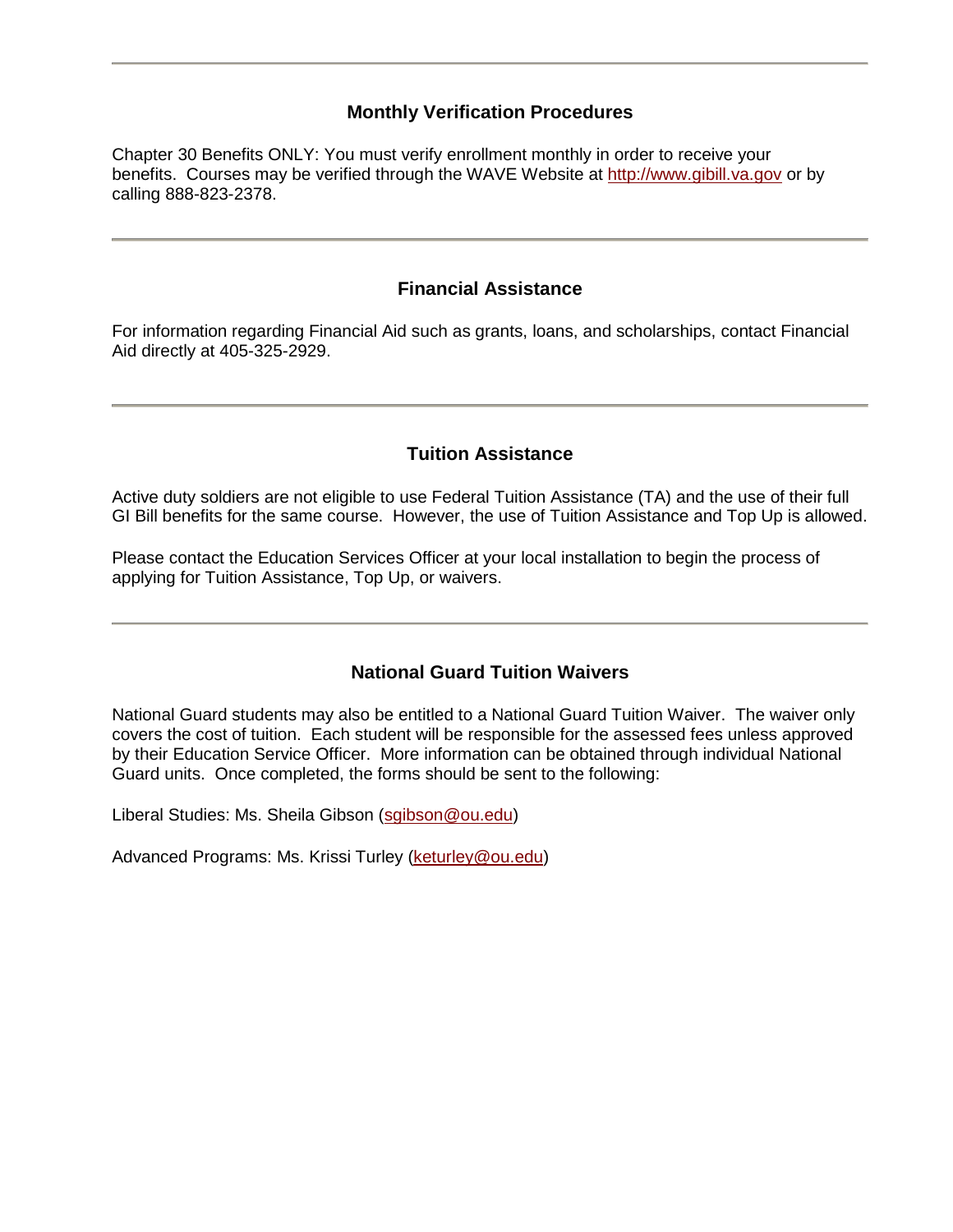---

## Monthly Verification Procedures

Chapter 30 Benefits ONLY: You must verify enrollment monthly in order to receive your benefits. Courses may be verified through the WAVE Website at [http://www.gibill.va.gov](http://www.gibill.va.gov) or by calling 888-823-2378.

---

## Financial Assistance

For information regarding Financial Aid such as grants, loans, and scholarships, contact Financial Aid directly at 405-325-2929.

---

## Tuition Assistance

Active duty soldiers are not eligible to use Federal Tuition Assistance (TA) and the use of their full GI Bill benefits for the same course. However, the use of Tuition Assistance and Top Up is allowed.

Please contact the Education Services Officer at your local installation to begin the process of applying for Tuition Assistance, Top Up, or waivers.

---

## National Guard Tuition Waivers

National Guard students may also be entitled to a National Guard Tuition Waiver. The waiver only covers the cost of tuition. Each student will be responsible for the assessed fees unless approved by their Education Service Officer. More information can be obtained through individual National Guard units. Once completed, the forms should be sent to the following:

Liberal Studies: Ms. Sheila Gibson ([sgibson@ou.edu](mailto:sgibson@ou.edu))

Advanced Programs: Ms. Krissi Turley ([keturley@ou.edu](mailto:keturley@ou.edu))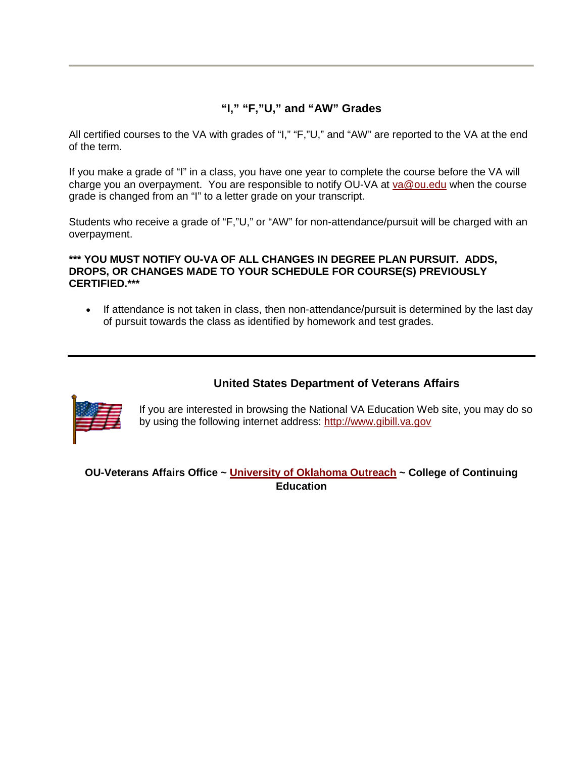## "I," "F,"U," and "AW" Grades

All certified courses to the VA with grades of "I," "F,"U," and "AW" are reported to the VA at the end of the term.

If you make a grade of "I" in a class, you have one year to complete the course before the VA will charge you an overpayment. You are responsible to notify OU-VA at va@ou.edu when the course grade is changed from an "I" to a letter grade on your transcript.

Students who receive a grade of "F,"U," or "AW" for non-attendance/pursuit will be charged with an overpayment.

**\*\*\* YOU MUST NOTIFY OU-VA OF ALL CHANGES IN DEGREE PLAN PURSUIT. ADDS, DROPS, OR CHANGES MADE TO YOUR SCHEDULE FOR COURSE(S) PREVIOUSLY CERTIFIED.\*\*\***

- If attendance is not taken in class, then non-attendance/pursuit is determined by the last day of pursuit towards the class as identified by homework and test grades.

---

### United States Department of Veterans Affairs

If you are interested in browsing the National VA Education Web site, you may do so by using the following internet address: http://www.gibill.va.gov

**OU-Veterans Affairs Office ~ University of Oklahoma Outreach ~ College of Continuing Education**